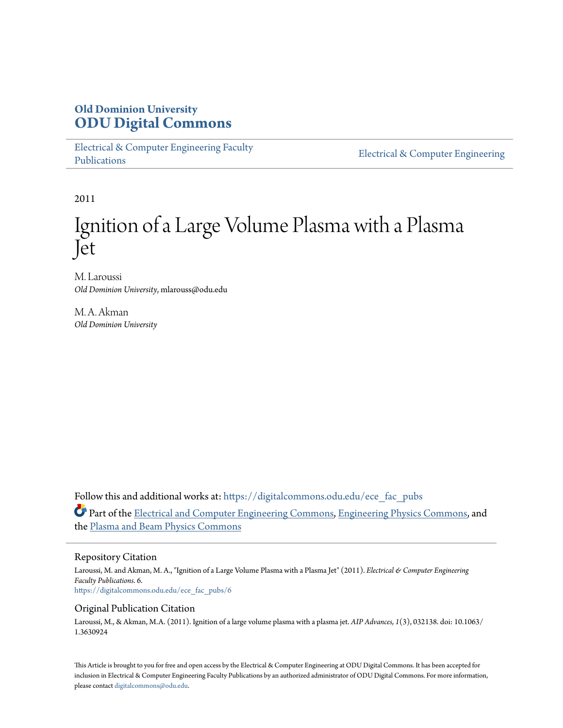**Old Dominion University**
**ODU Digital Commons**

Electrical & Computer Engineering Faculty Publications

Electrical & Computer Engineering

2011

# Ignition of a Large Volume Plasma with a Plasma Jet

M. Laroussi
*Old Dominion University*, mlarouss@odu.edu

M. A. Akman
*Old Dominion University*

Follow this and additional works at: https://digitalcommons.odu.edu/ece_fac_pubs

Part of the Electrical and Computer Engineering Commons, Engineering Physics Commons, and the Plasma and Beam Physics Commons

## Repository Citation

Laroussi, M. and Akman, M. A., "Ignition of a Large Volume Plasma with a Plasma Jet" (2011). *Electrical & Computer Engineering Faculty Publications*. 6.
https://digitalcommons.odu.edu/ece_fac_pubs/6

## Original Publication Citation

Laroussi, M., & Akman, M.A. (2011). Ignition of a large volume plasma with a plasma jet. *AIP Advances, 1*(3), 032138. doi: 10.1063/1.3630924

This Article is brought to you for free and open access by the Electrical & Computer Engineering at ODU Digital Commons. It has been accepted for inclusion in Electrical & Computer Engineering Faculty Publications by an authorized administrator of ODU Digital Commons. For more information, please contact digitalcommons@odu.edu.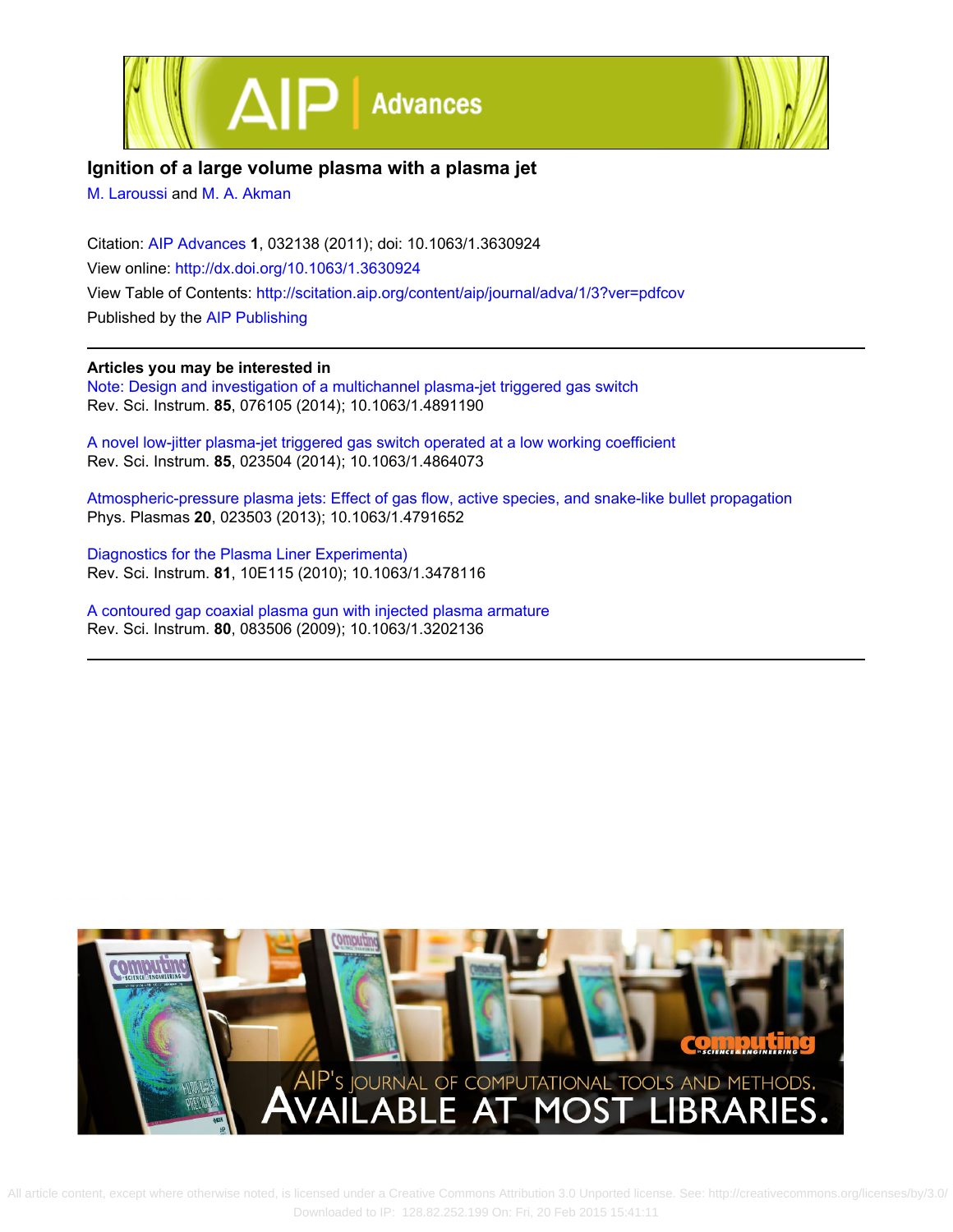# Ignition of a large volume plasma with a plasma jet

M. Laroussi and M. A. Akman

Citation: AIP Advances **1**, 032138 (2011); doi: 10.1063/1.3630924

View online: http://dx.doi.org/10.1063/1.3630924

View Table of Contents: http://scitation.aip.org/content/aip/journal/adva/1/3?ver=pdfcov

Published by the AIP Publishing

**Articles you may be interested in**

Note: Design and investigation of a multichannel plasma-jet triggered gas switch
Rev. Sci. Instrum. **85**, 076105 (2014); 10.1063/1.4891190

A novel low-jitter plasma-jet triggered gas switch operated at a low working coefficient
Rev. Sci. Instrum. **85**, 023504 (2014); 10.1063/1.4864073

Atmospheric-pressure plasma jets: Effect of gas flow, active species, and snake-like bullet propagation
Phys. Plasmas **20**, 023503 (2013); 10.1063/1.4791652

Diagnostics for the Plasma Liner Experimenta)
Rev. Sci. Instrum. **81**, 10E115 (2010); 10.1063/1.3478116

A contoured gap coaxial plasma gun with injected plasma armature
Rev. Sci. Instrum. **80**, 083506 (2009); 10.1063/1.3202136

All article content, except where otherwise noted, is licensed under a Creative Commons Attribution 3.0 Unported license. See: http://creativecommons.org/licenses/by/3.0/
Downloaded to IP: 128.82.252.199 On: Fri, 20 Feb 2015 15:41:11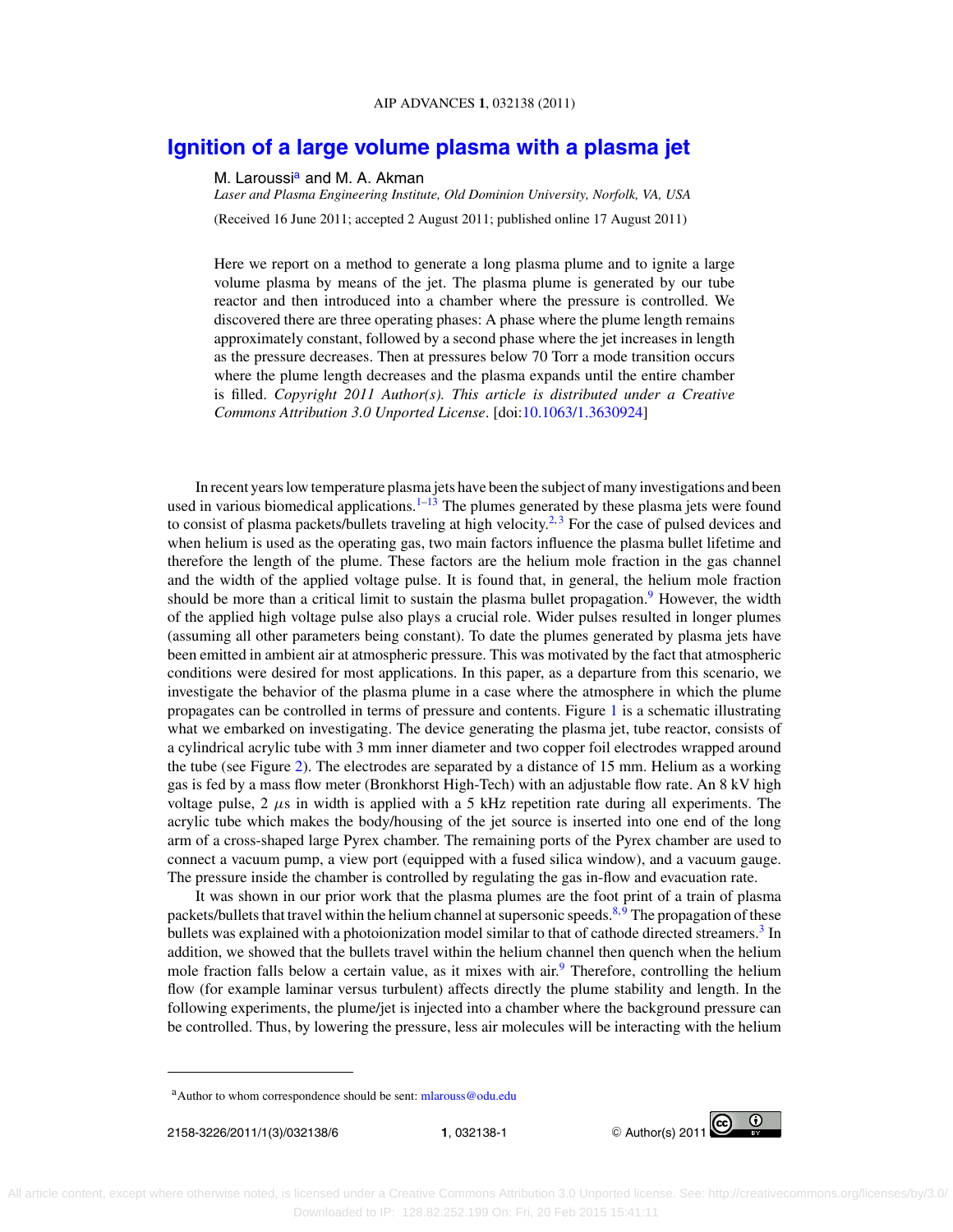# Ignition of a large volume plasma with a plasma jet

M. Laroussi[a] and M. A. Akman

*Laser and Plasma Engineering Institute, Old Dominion University, Norfolk, VA, USA*

(Received 16 June 2011; accepted 2 August 2011; published online 17 August 2011)

Here we report on a method to generate a long plasma plume and to ignite a large volume plasma by means of the jet. The plasma plume is generated by our tube reactor and then introduced into a chamber where the pressure is controlled. We discovered there are three operating phases: A phase where the plume length remains approximately constant, followed by a second phase where the jet increases in length as the pressure decreases. Then at pressures below 70 Torr a mode transition occurs where the plume length decreases and the plasma expands until the entire chamber is filled. *Copyright 2011 Author(s). This article is distributed under a Creative Commons Attribution 3.0 Unported License*. [doi:10.1063/1.3630924]

In recent years low temperature plasma jets have been the subject of many investigations and been used in various biomedical applications.[1–13] The plumes generated by these plasma jets were found to consist of plasma packets/bullets traveling at high velocity.[2,3] For the case of pulsed devices and when helium is used as the operating gas, two main factors influence the plasma bullet lifetime and therefore the length of the plume. These factors are the helium mole fraction in the gas channel and the width of the applied voltage pulse. It is found that, in general, the helium mole fraction should be more than a critical limit to sustain the plasma bullet propagation.[9] However, the width of the applied high voltage pulse also plays a crucial role. Wider pulses resulted in longer plumes (assuming all other parameters being constant). To date the plumes generated by plasma jets have been emitted in ambient air at atmospheric pressure. This was motivated by the fact that atmospheric conditions were desired for most applications. In this paper, as a departure from this scenario, we investigate the behavior of the plasma plume in a case where the atmosphere in which the plume propagates can be controlled in terms of pressure and contents. Figure 1 is a schematic illustrating what we embarked on investigating. The device generating the plasma jet, tube reactor, consists of a cylindrical acrylic tube with 3 mm inner diameter and two copper foil electrodes wrapped around the tube (see Figure 2). The electrodes are separated by a distance of 15 mm. Helium as a working gas is fed by a mass flow meter (Bronkhorst High-Tech) with an adjustable flow rate. An 8 kV high voltage pulse, 2 $\mu$s in width is applied with a 5 kHz repetition rate during all experiments. The acrylic tube which makes the body/housing of the jet source is inserted into one end of the long arm of a cross-shaped large Pyrex chamber. The remaining ports of the Pyrex chamber are used to connect a vacuum pump, a view port (equipped with a fused silica window), and a vacuum gauge. The pressure inside the chamber is controlled by regulating the gas in-flow and evacuation rate.

It was shown in our prior work that the plasma plumes are the foot print of a train of plasma packets/bullets that travel within the helium channel at supersonic speeds.[8,9] The propagation of these bullets was explained with a photoionization model similar to that of cathode directed streamers.[3] In addition, we showed that the bullets travel within the helium channel then quench when the helium mole fraction falls below a certain value, as it mixes with air.[9] Therefore, controlling the helium flow (for example laminar versus turbulent) affects directly the plume stability and length. In the following experiments, the plume/jet is injected into a chamber where the background pressure can be controlled. Thus, by lowering the pressure, less air molecules will be interacting with the helium

[a]Author to whom correspondence should be sent: mlarouss@odu.edu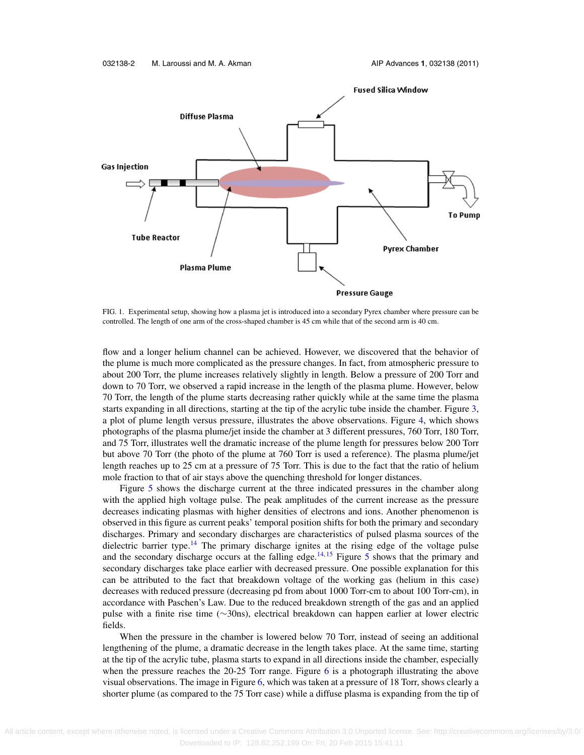FIG. 1. Experimental setup, showing how a plasma jet is introduced into a secondary Pyrex chamber where pressure can be controlled. The length of one arm of the cross-shaped chamber is 45 cm while that of the second arm is 40 cm.

flow and a longer helium channel can be achieved. However, we discovered that the behavior of the plume is much more complicated as the pressure changes. In fact, from atmospheric pressure to about 200 Torr, the plume increases relatively slightly in length. Below a pressure of 200 Torr and down to 70 Torr, we observed a rapid increase in the length of the plasma plume. However, below 70 Torr, the length of the plume starts decreasing rather quickly while at the same time the plasma starts expanding in all directions, starting at the tip of the acrylic tube inside the chamber. Figure 3, a plot of plume length versus pressure, illustrates the above observations. Figure 4, which shows photographs of the plasma plume/jet inside the chamber at 3 different pressures, 760 Torr, 180 Torr, and 75 Torr, illustrates well the dramatic increase of the plume length for pressures below 200 Torr but above 70 Torr (the photo of the plume at 760 Torr is used a reference). The plasma plume/jet length reaches up to 25 cm at a pressure of 75 Torr. This is due to the fact that the ratio of helium mole fraction to that of air stays above the quenching threshold for longer distances.

Figure 5 shows the discharge current at the three indicated pressures in the chamber along with the applied high voltage pulse. The peak amplitudes of the current increase as the pressure decreases indicating plasmas with higher densities of electrons and ions. Another phenomenon is observed in this figure as current peaks' temporal position shifts for both the primary and secondary discharges. Primary and secondary discharges are characteristics of pulsed plasma sources of the dielectric barrier type.[14] The primary discharge ignites at the rising edge of the voltage pulse and the secondary discharge occurs at the falling edge.[14,15] Figure 5 shows that the primary and secondary discharges take place earlier with decreased pressure. One possible explanation for this can be attributed to the fact that breakdown voltage of the working gas (helium in this case) decreases with reduced pressure (decreasing pd from about 1000 Torr-cm to about 100 Torr-cm), in accordance with Paschen's Law. Due to the reduced breakdown strength of the gas and an applied pulse with a finite rise time (~30ns), electrical breakdown can happen earlier at lower electric fields.

When the pressure in the chamber is lowered below 70 Torr, instead of seeing an additional lengthening of the plume, a dramatic decrease in the length takes place. At the same time, starting at the tip of the acrylic tube, plasma starts to expand in all directions inside the chamber, especially when the pressure reaches the 20-25 Torr range. Figure 6 is a photograph illustrating the above visual observations. The image in Figure 6, which was taken at a pressure of 18 Torr, shows clearly a shorter plume (as compared to the 75 Torr case) while a diffuse plasma is expanding from the tip of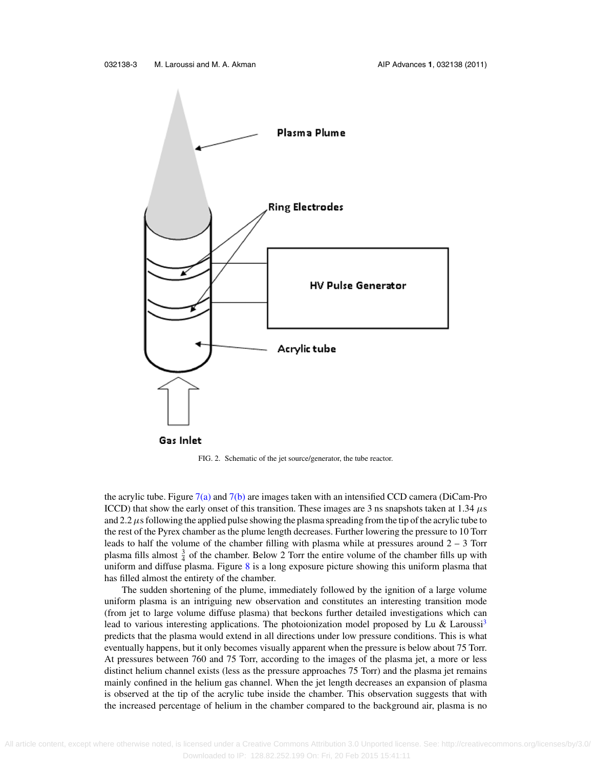FIG. 2. Schematic of the jet source/generator, the tube reactor.

the acrylic tube. Figure 7(a) and 7(b) are images taken with an intensified CCD camera (DiCam-Pro ICCD) that show the early onset of this transition. These images are 3 ns snapshots taken at 1.34 $\mu$s and 2.2 $\mu$s following the applied pulse showing the plasma spreading from the tip of the acrylic tube to the rest of the Pyrex chamber as the plume length decreases. Further lowering the pressure to 10 Torr leads to half the volume of the chamber filling with plasma while at pressures around 2 – 3 Torr plasma fills almost $\frac{3}{4}$ of the chamber. Below 2 Torr the entire volume of the chamber fills up with uniform and diffuse plasma. Figure 8 is a long exposure picture showing this uniform plasma that has filled almost the entirety of the chamber.

The sudden shortening of the plume, immediately followed by the ignition of a large volume uniform plasma is an intriguing new observation and constitutes an interesting transition mode (from jet to large volume diffuse plasma) that beckons further detailed investigations which can lead to various interesting applications. The photoionization model proposed by Lu & Laroussi[3] predicts that the plasma would extend in all directions under low pressure conditions. This is what eventually happens, but it only becomes visually apparent when the pressure is below about 75 Torr. At pressures between 760 and 75 Torr, according to the images of the plasma jet, a more or less distinct helium channel exists (less as the pressure approaches 75 Torr) and the plasma jet remains mainly confined in the helium gas channel. When the jet length decreases an expansion of plasma is observed at the tip of the acrylic tube inside the chamber. This observation suggests that with the increased percentage of helium in the chamber compared to the background air, plasma is no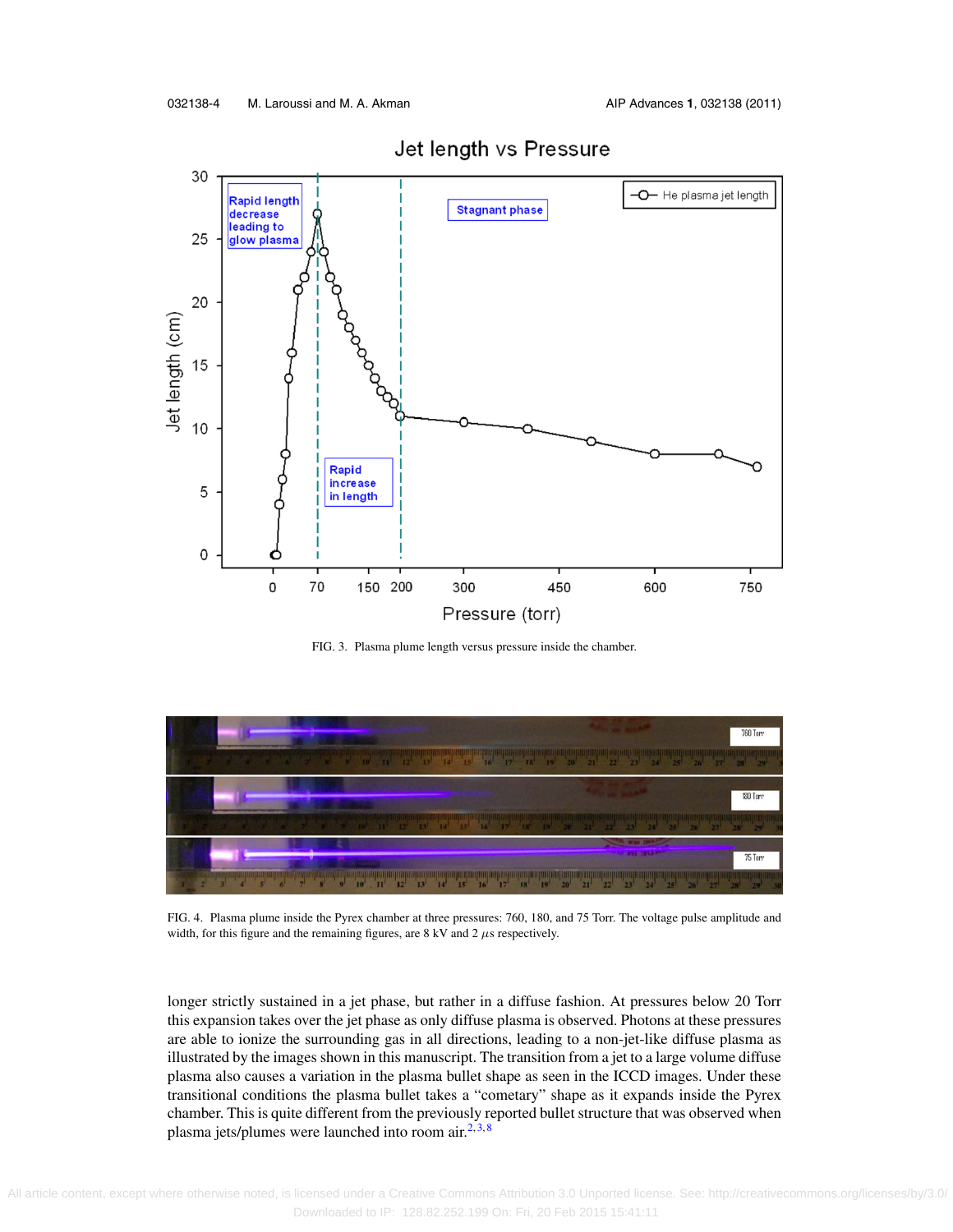FIG. 3. Plasma plume length versus pressure inside the chamber.

FIG. 4. Plasma plume inside the Pyrex chamber at three pressures: 760, 180, and 75 Torr. The voltage pulse amplitude and width, for this figure and the remaining figures, are 8 kV and 2 $\mu$s respectively.

longer strictly sustained in a jet phase, but rather in a diffuse fashion. At pressures below 20 Torr this expansion takes over the jet phase as only diffuse plasma is observed. Photons at these pressures are able to ionize the surrounding gas in all directions, leading to a non-jet-like diffuse plasma as illustrated by the images shown in this manuscript. The transition from a jet to a large volume diffuse plasma also causes a variation in the plasma bullet shape as seen in the ICCD images. Under these transitional conditions the plasma bullet takes a "cometary" shape as it expands inside the Pyrex chamber. This is quite different from the previously reported bullet structure that was observed when plasma jets/plumes were launched into room air.[2,3,8]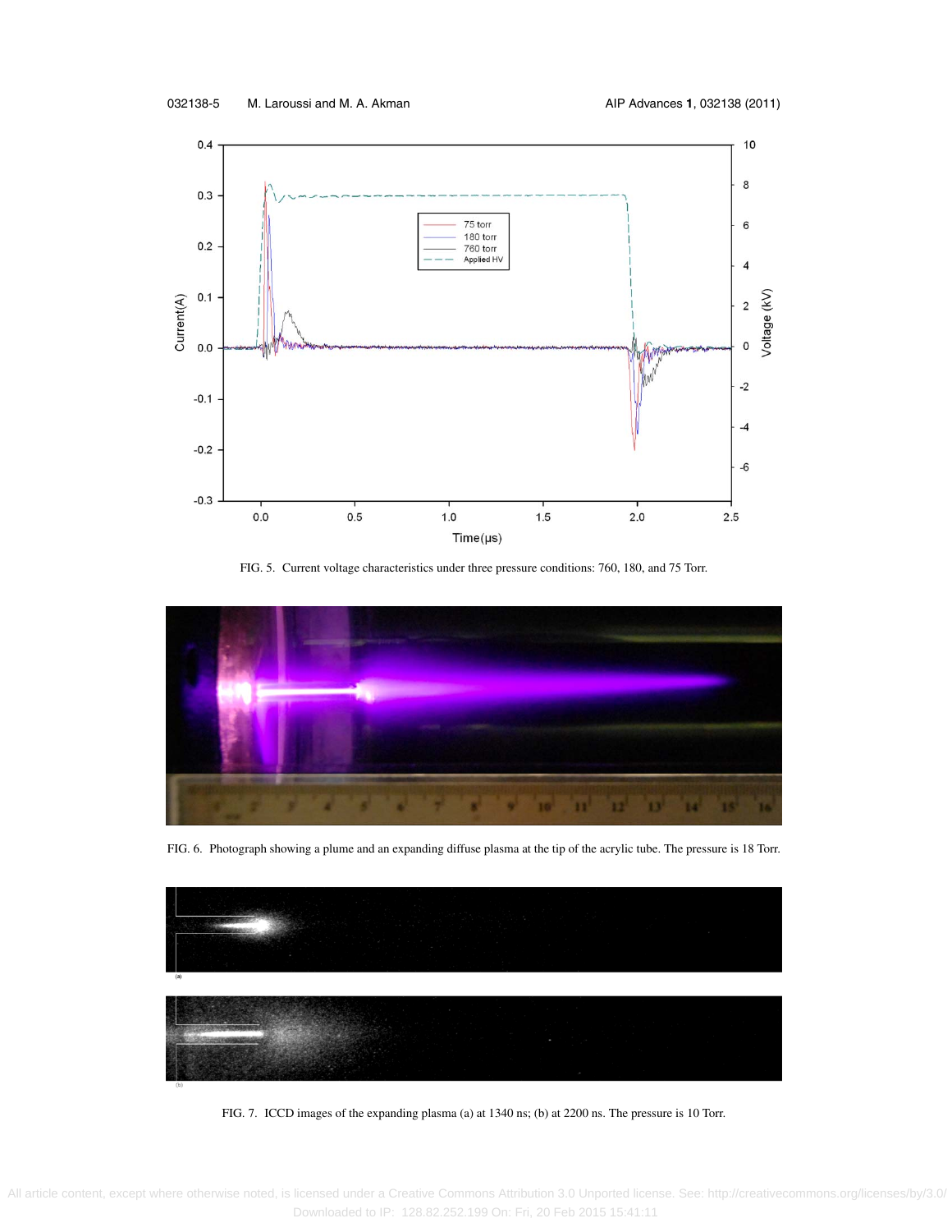FIG. 5. Current voltage characteristics under three pressure conditions: 760, 180, and 75 Torr.

FIG. 6. Photograph showing a plume and an expanding diffuse plasma at the tip of the acrylic tube. The pressure is 18 Torr.

FIG. 7. ICCD images of the expanding plasma (a) at 1340 ns; (b) at 2200 ns. The pressure is 10 Torr.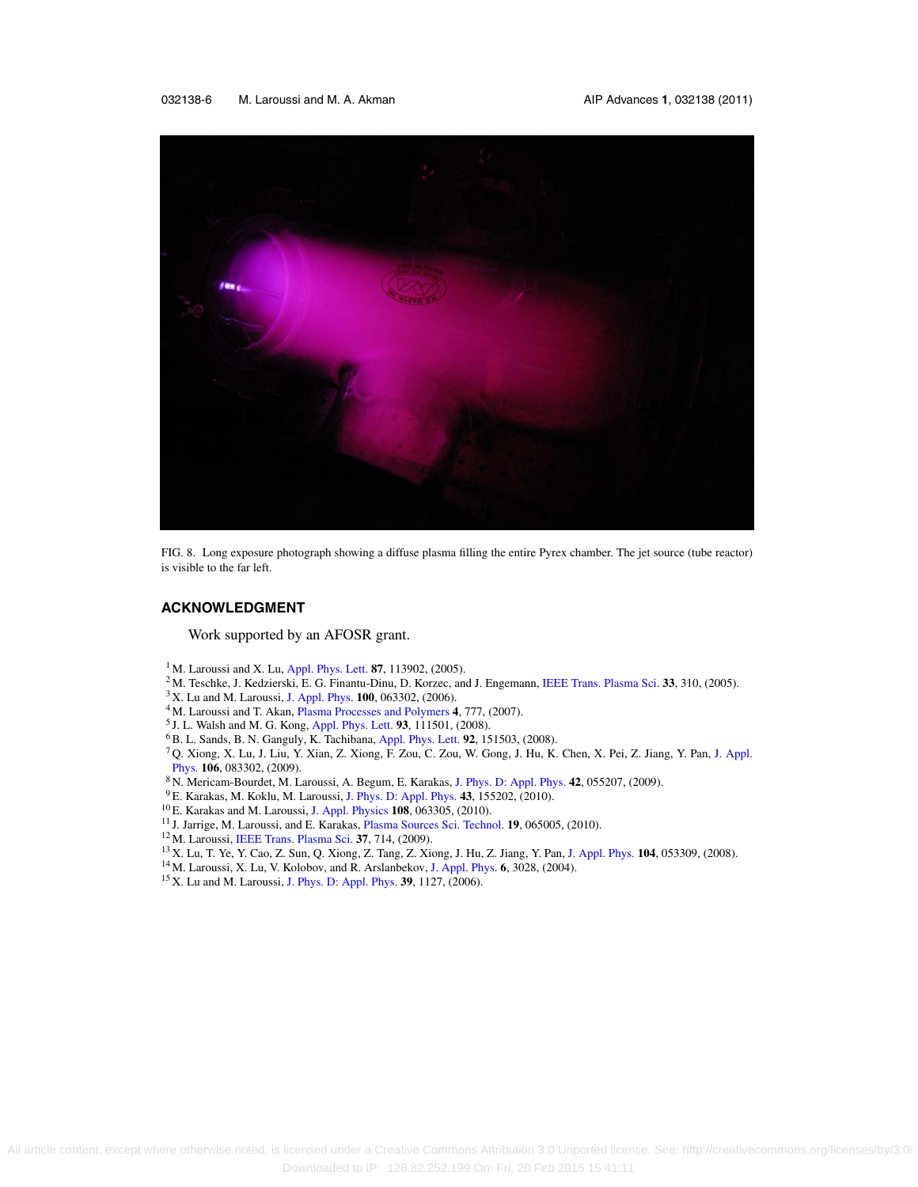FIG. 8. Long exposure photograph showing a diffuse plasma filling the entire Pyrex chamber. The jet source (tube reactor) is visible to the far left.

## ACKNOWLEDGMENT

Work supported by an AFOSR grant.

[1] M. Laroussi and X. Lu, Appl. Phys. Lett. **87**, 113902, (2005).
[2] M. Teschke, J. Kedzierski, E. G. Finantu-Dinu, D. Korzec, and J. Engemann, IEEE Trans. Plasma Sci. **33**, 310, (2005).
[3] X. Lu and M. Laroussi, J. Appl. Phys. **100**, 063302, (2006).
[4] M. Laroussi and T. Akan, Plasma Processes and Polymers **4**, 777, (2007).
[5] J. L. Walsh and M. G. Kong, Appl. Phys. Lett. **93**, 111501, (2008).
[6] B. L. Sands, B. N. Ganguly, K. Tachibana, Appl. Phys. Lett. **92**, 151503, (2008).
[7] Q. Xiong, X. Lu, J. Liu, Y. Xian, Z. Xiong, F. Zou, C. Zou, W. Gong, J. Hu, K. Chen, X. Pei, Z. Jiang, Y. Pan, J. Appl. Phys. **106**, 083302, (2009).
[8] N. Mericam-Bourdet, M. Laroussi, A. Begum, E. Karakas, J. Phys. D: Appl. Phys. **42**, 055207, (2009).
[9] E. Karakas, M. Koklu, M. Laroussi, J. Phys. D: Appl. Phys. **43**, 155202, (2010).
[10] E. Karakas and M. Laroussi, J. Appl. Physics **108**, 063305, (2010).
[11] J. Jarrige, M. Laroussi, and E. Karakas, Plasma Sources Sci. Technol. **19**, 065005, (2010).
[12] M. Laroussi, IEEE Trans. Plasma Sci. **37**, 714, (2009).
[13] X. Lu, T. Ye, Y. Cao, Z. Sun, Q. Xiong, Z. Tang, Z. Xiong, J. Hu, Z. Jiang, Y. Pan, J. Appl. Phys. **104**, 053309, (2008).
[14] M. Laroussi, X. Lu, V. Kolobov, and R. Arslanbekov, J. Appl. Phys. **6**, 3028, (2004).
[15] X. Lu and M. Laroussi, J. Phys. D: Appl. Phys. **39**, 1127, (2006).